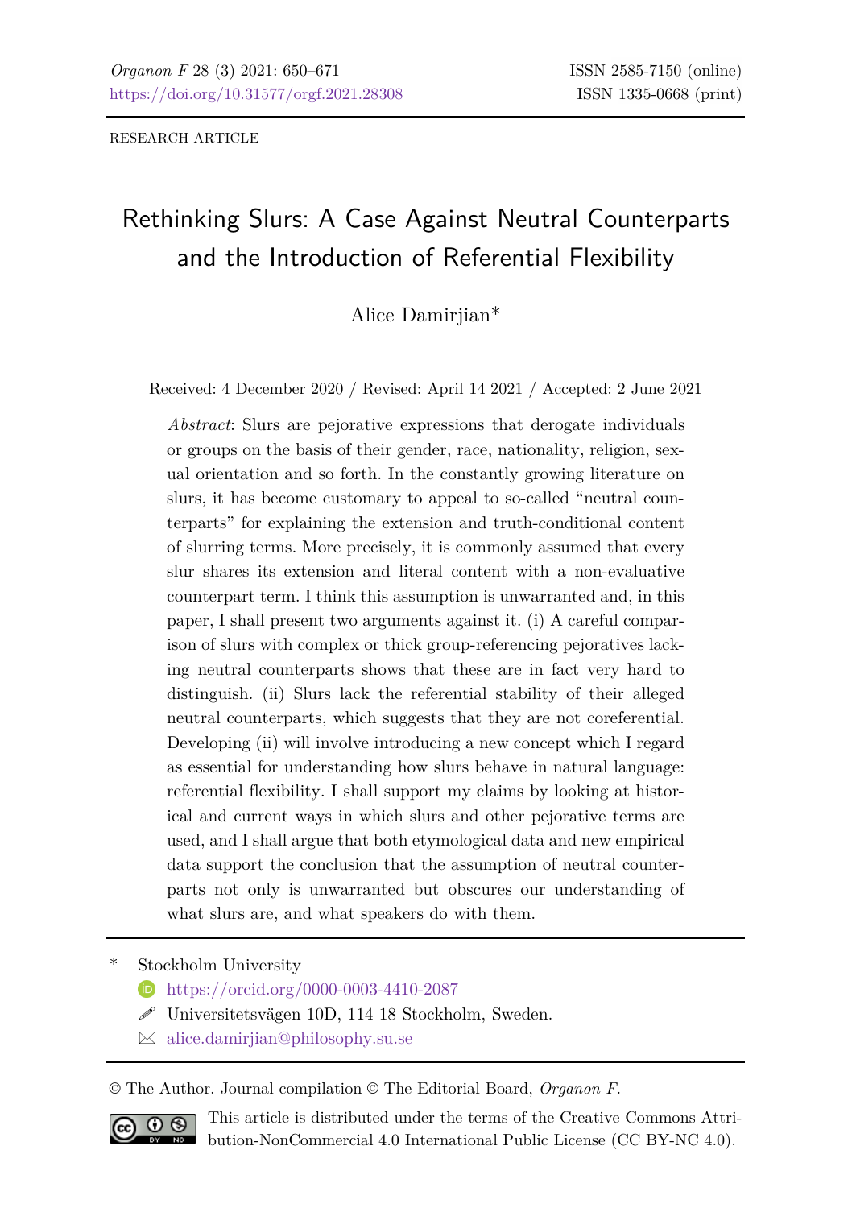RESEARCH ARTICLE

# Rethinking Slurs: A Case Against Neutral Counterparts and the Introduction of Referential Flexibility

Alice Damirjian*

Received: 4 December 2020 / Revised: April 14 2021 / Accepted: 2 June 2021

*Abstract*: Slurs are pejorative expressions that derogate individuals or groups on the basis of their gender, race, nationality, religion, sexual orientation and so forth. In the constantly growing literature on slurs, it has become customary to appeal to so-called "neutral counterparts" for explaining the extension and truth-conditional content of slurring terms. More precisely, it is commonly assumed that every slur shares its extension and literal content with a non-evaluative counterpart term. I think this assumption is unwarranted and, in this paper, I shall present two arguments against it. (i) A careful comparison of slurs with complex or thick group-referencing pejoratives lacking neutral counterparts shows that these are in fact very hard to distinguish. (ii) Slurs lack the referential stability of their alleged neutral counterparts, which suggests that they are not coreferential. Developing (ii) will involve introducing a new concept which I regard as essential for understanding how slurs behave in natural language: referential flexibility. I shall support my claims by looking at historical and current ways in which slurs and other pejorative terms are used, and I shall argue that both etymological data and new empirical data support the conclusion that the assumption of neutral counterparts not only is unwarranted but obscures our understanding of what slurs are, and what speakers do with them.

\* Stockholm University
https://orcid.org/0000-0003-4410-2087
Universitetsvägen 10D, 114 18 Stockholm, Sweden.
alice.damirjian@philosophy.su.se

© The Author. Journal compilation © The Editorial Board, *Organon F*.

This article is distributed under the terms of the Creative Commons Attribution-NonCommercial 4.0 International Public License (CC BY-NC 4.0).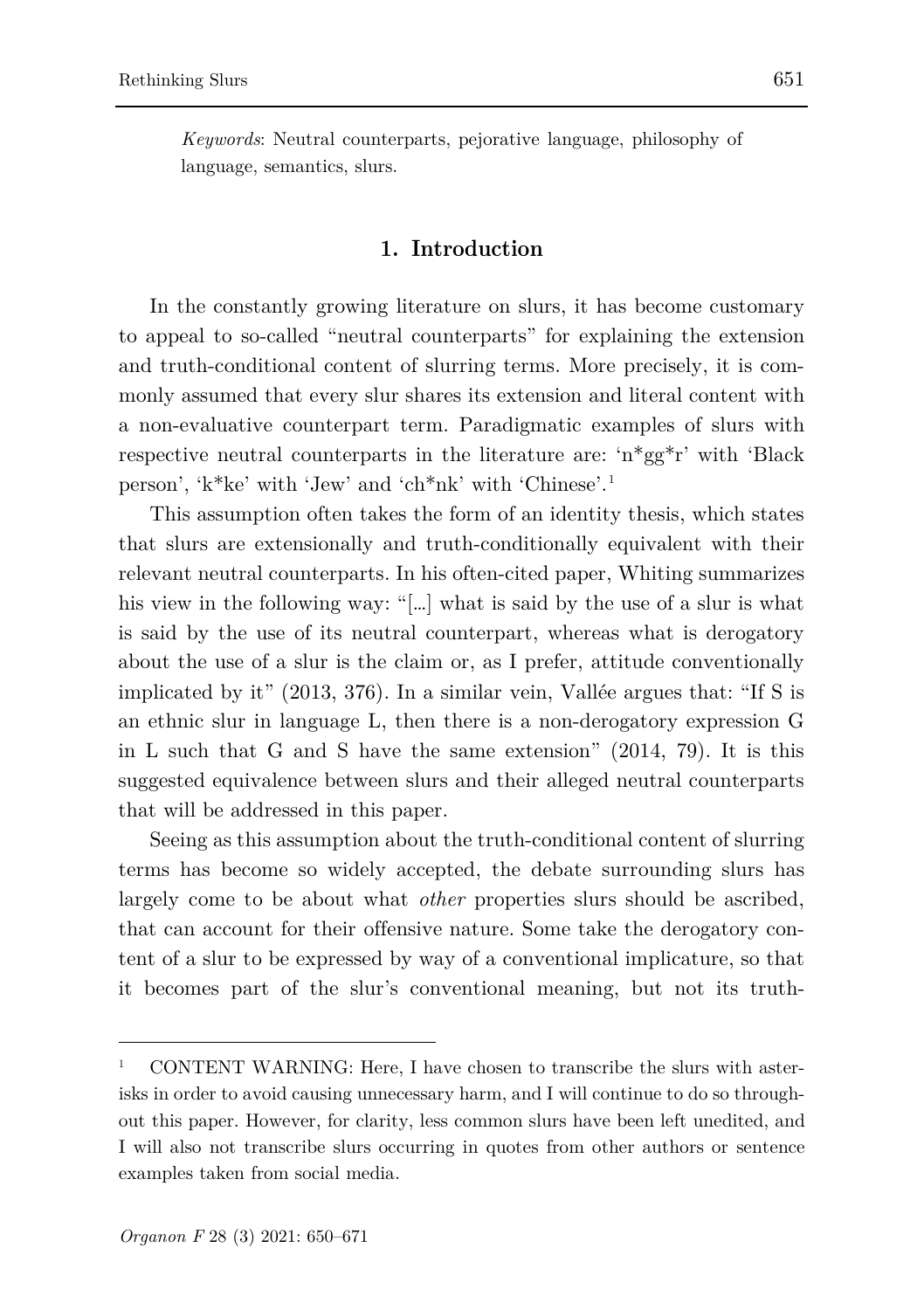*Keywords*: Neutral counterparts, pejorative language, philosophy of language, semantics, slurs.

## 1. Introduction

In the constantly growing literature on slurs, it has become customary to appeal to so-called "neutral counterparts" for explaining the extension and truth-conditional content of slurring terms. More precisely, it is commonly assumed that every slur shares its extension and literal content with a non-evaluative counterpart term. Paradigmatic examples of slurs with respective neutral counterparts in the literature are: 'n*gg*r' with 'Black person', 'k*ke' with 'Jew' and 'ch*nk' with 'Chinese'.[1]

This assumption often takes the form of an identity thesis, which states that slurs are extensionally and truth-conditionally equivalent with their relevant neutral counterparts. In his often-cited paper, Whiting summarizes his view in the following way: "[…] what is said by the use of a slur is what is said by the use of its neutral counterpart, whereas what is derogatory about the use of a slur is the claim or, as I prefer, attitude conventionally implicated by it" (2013, 376). In a similar vein, Vallée argues that: "If S is an ethnic slur in language L, then there is a non-derogatory expression G in L such that G and S have the same extension" (2014, 79). It is this suggested equivalence between slurs and their alleged neutral counterparts that will be addressed in this paper.

Seeing as this assumption about the truth-conditional content of slurring terms has become so widely accepted, the debate surrounding slurs has largely come to be about what *other* properties slurs should be ascribed, that can account for their offensive nature. Some take the derogatory content of a slur to be expressed by way of a conventional implicature, so that it becomes part of the slur's conventional meaning, but not its truth-

---

[1] CONTENT WARNING: Here, I have chosen to transcribe the slurs with asterisks in order to avoid causing unnecessary harm, and I will continue to do so throughout this paper. However, for clarity, less common slurs have been left unedited, and I will also not transcribe slurs occurring in quotes from other authors or sentence examples taken from social media.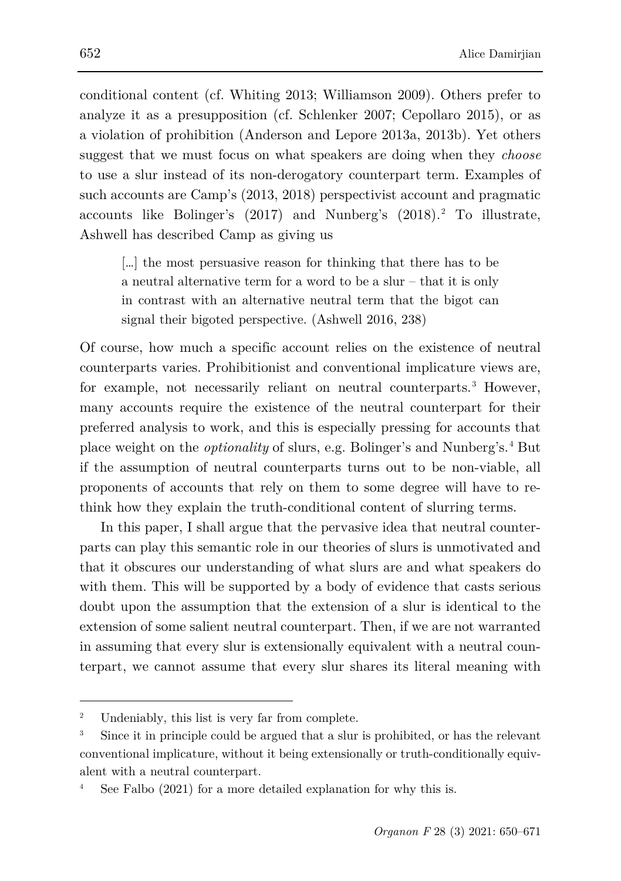conditional content (cf. Whiting 2013; Williamson 2009). Others prefer to analyze it as a presupposition (cf. Schlenker 2007; Cepollaro 2015), or as a violation of prohibition (Anderson and Lepore 2013a, 2013b). Yet others suggest that we must focus on what speakers are doing when they *choose* to use a slur instead of its non-derogatory counterpart term. Examples of such accounts are Camp's (2013, 2018) perspectivist account and pragmatic accounts like Bolinger's (2017) and Nunberg's (2018).[2] To illustrate, Ashwell has described Camp as giving us

> [...] the most persuasive reason for thinking that there has to be a neutral alternative term for a word to be a slur – that it is only in contrast with an alternative neutral term that the bigot can signal their bigoted perspective. (Ashwell 2016, 238)

Of course, how much a specific account relies on the existence of neutral counterparts varies. Prohibitionist and conventional implicature views are, for example, not necessarily reliant on neutral counterparts.[3] However, many accounts require the existence of the neutral counterpart for their preferred analysis to work, and this is especially pressing for accounts that place weight on the *optionality* of slurs, e.g. Bolinger's and Nunberg's.[4] But if the assumption of neutral counterparts turns out to be non-viable, all proponents of accounts that rely on them to some degree will have to rethink how they explain the truth-conditional content of slurring terms.

In this paper, I shall argue that the pervasive idea that neutral counterparts can play this semantic role in our theories of slurs is unmotivated and that it obscures our understanding of what slurs are and what speakers do with them. This will be supported by a body of evidence that casts serious doubt upon the assumption that the extension of a slur is identical to the extension of some salient neutral counterpart. Then, if we are not warranted in assuming that every slur is extensionally equivalent with a neutral counterpart, we cannot assume that every slur shares its literal meaning with

---

[2] Undeniably, this list is very far from complete.

[3] Since it in principle could be argued that a slur is prohibited, or has the relevant conventional implicature, without it being extensionally or truth-conditionally equivalent with a neutral counterpart.

[4] See Falbo (2021) for a more detailed explanation for why this is.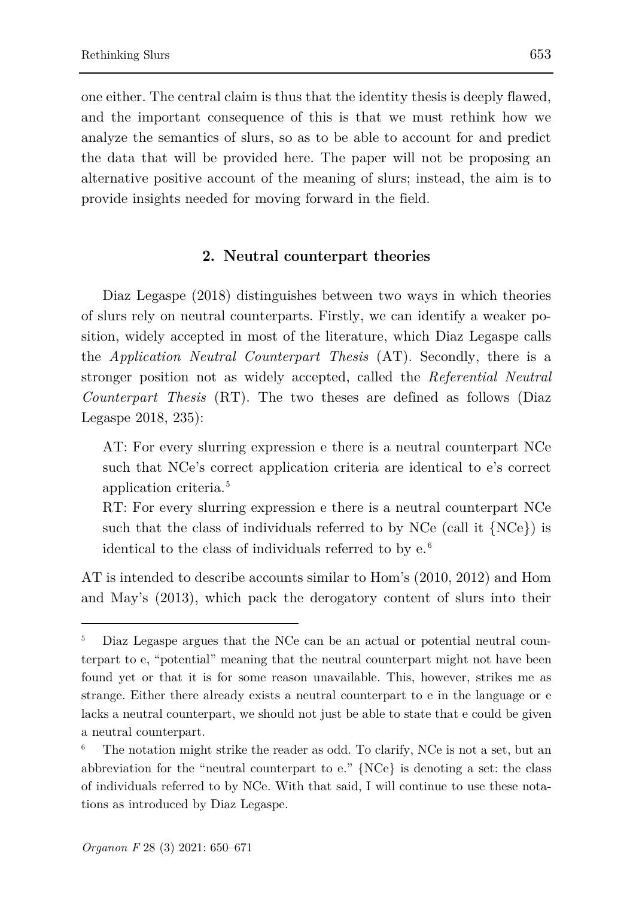one either. The central claim is thus that the identity thesis is deeply flawed, and the important consequence of this is that we must rethink how we analyze the semantics of slurs, so as to be able to account for and predict the data that will be provided here. The paper will not be proposing an alternative positive account of the meaning of slurs; instead, the aim is to provide insights needed for moving forward in the field.

## 2. Neutral counterpart theories

Diaz Legaspe (2018) distinguishes between two ways in which theories of slurs rely on neutral counterparts. Firstly, we can identify a weaker position, widely accepted in most of the literature, which Diaz Legaspe calls the *Application Neutral Counterpart Thesis* (AT). Secondly, there is a stronger position not as widely accepted, called the *Referential Neutral Counterpart Thesis* (RT). The two theses are defined as follows (Diaz Legaspe 2018, 235):

> AT: For every slurring expression e there is a neutral counterpart NCe such that NCe's correct application criteria are identical to e's correct application criteria.[5]
>
> RT: For every slurring expression e there is a neutral counterpart NCe such that the class of individuals referred to by NCe (call it {NCe}) is identical to the class of individuals referred to by e.[6]

AT is intended to describe accounts similar to Hom's (2010, 2012) and Hom and May's (2013), which pack the derogatory content of slurs into their

[5] Diaz Legaspe argues that the NCe can be an actual or potential neutral counterpart to e, "potential" meaning that the neutral counterpart might not have been found yet or that it is for some reason unavailable. This, however, strikes me as strange. Either there already exists a neutral counterpart to e in the language or e lacks a neutral counterpart, we should not just be able to state that e could be given a neutral counterpart.

[6] The notation might strike the reader as odd. To clarify, NCe is not a set, but an abbreviation for the "neutral counterpart to e." {NCe} is denoting a set: the class of individuals referred to by NCe. With that said, I will continue to use these notations as introduced by Diaz Legaspe.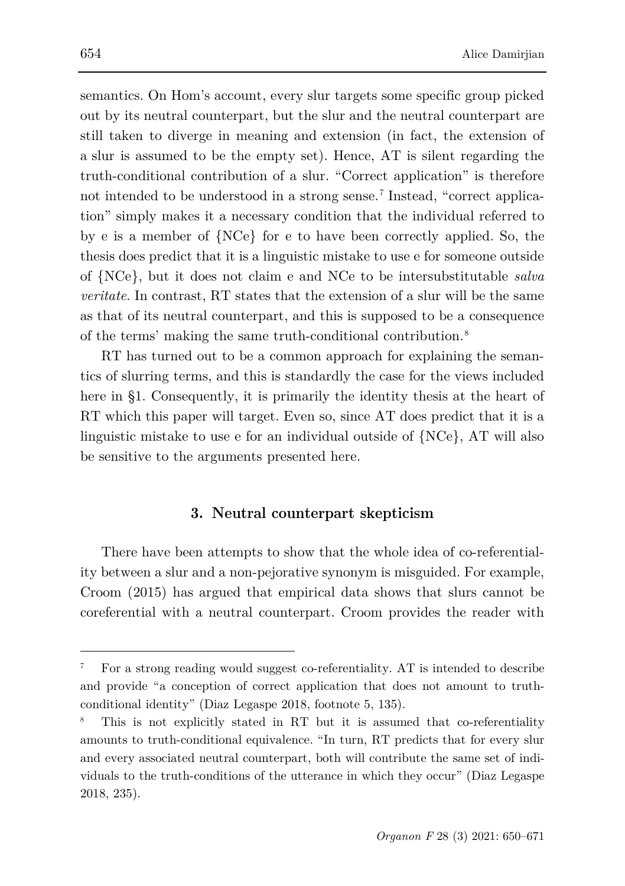semantics. On Hom's account, every slur targets some specific group picked out by its neutral counterpart, but the slur and the neutral counterpart are still taken to diverge in meaning and extension (in fact, the extension of a slur is assumed to be the empty set). Hence, AT is silent regarding the truth-conditional contribution of a slur. "Correct application" is therefore not intended to be understood in a strong sense.[7] Instead, "correct application" simply makes it a necessary condition that the individual referred to by e is a member of {NCe} for e to have been correctly applied. So, the thesis does predict that it is a linguistic mistake to use e for someone outside of {NCe}, but it does not claim e and NCe to be intersubstitutable *salva veritate*. In contrast, RT states that the extension of a slur will be the same as that of its neutral counterpart, and this is supposed to be a consequence of the terms' making the same truth-conditional contribution.[8]

RT has turned out to be a common approach for explaining the semantics of slurring terms, and this is standardly the case for the views included here in §1. Consequently, it is primarily the identity thesis at the heart of RT which this paper will target. Even so, since AT does predict that it is a linguistic mistake to use e for an individual outside of {NCe}, AT will also be sensitive to the arguments presented here.

## 3. Neutral counterpart skepticism

There have been attempts to show that the whole idea of co-referentiality between a slur and a non-pejorative synonym is misguided. For example, Croom (2015) has argued that empirical data shows that slurs cannot be coreferential with a neutral counterpart. Croom provides the reader with

---

[7] For a strong reading would suggest co-referentiality. AT is intended to describe and provide "a conception of correct application that does not amount to truth-conditional identity" (Diaz Legaspe 2018, footnote 5, 135).

[8] This is not explicitly stated in RT but it is assumed that co-referentiality amounts to truth-conditional equivalence. "In turn, RT predicts that for every slur and every associated neutral counterpart, both will contribute the same set of individuals to the truth-conditions of the utterance in which they occur" (Diaz Legaspe 2018, 235).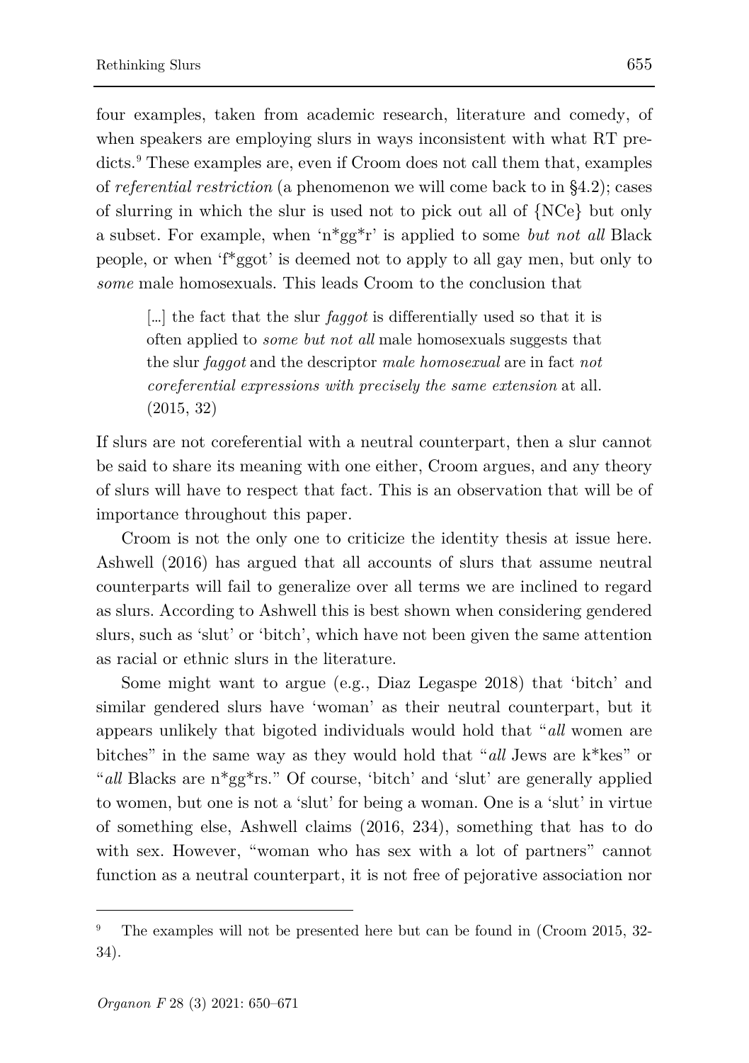four examples, taken from academic research, literature and comedy, of when speakers are employing slurs in ways inconsistent with what RT predicts.[9] These examples are, even if Croom does not call them that, examples of *referential restriction* (a phenomenon we will come back to in §4.2); cases of slurring in which the slur is used not to pick out all of {NCe} but only a subset. For example, when 'n*gg*r' is applied to some *but not all* Black people, or when 'f*ggot' is deemed not to apply to all gay men, but only to *some* male homosexuals. This leads Croom to the conclusion that

> […] the fact that the slur *faggot* is differentially used so that it is often applied to *some but not all* male homosexuals suggests that the slur *faggot* and the descriptor *male homosexual* are in fact *not coreferential expressions with precisely the same extension* at all. (2015, 32)

If slurs are not coreferential with a neutral counterpart, then a slur cannot be said to share its meaning with one either, Croom argues, and any theory of slurs will have to respect that fact. This is an observation that will be of importance throughout this paper.

Croom is not the only one to criticize the identity thesis at issue here. Ashwell (2016) has argued that all accounts of slurs that assume neutral counterparts will fail to generalize over all terms we are inclined to regard as slurs. According to Ashwell this is best shown when considering gendered slurs, such as 'slut' or 'bitch', which have not been given the same attention as racial or ethnic slurs in the literature.

Some might want to argue (e.g., Diaz Legaspe 2018) that 'bitch' and similar gendered slurs have 'woman' as their neutral counterpart, but it appears unlikely that bigoted individuals would hold that "*all* women are bitches" in the same way as they would hold that "*all* Jews are k*kes" or "*all* Blacks are n*gg*rs." Of course, 'bitch' and 'slut' are generally applied to women, but one is not a 'slut' for being a woman. One is a 'slut' in virtue of something else, Ashwell claims (2016, 234), something that has to do with sex. However, "woman who has sex with a lot of partners" cannot function as a neutral counterpart, it is not free of pejorative association nor

[9] The examples will not be presented here but can be found in (Croom 2015, 32-34).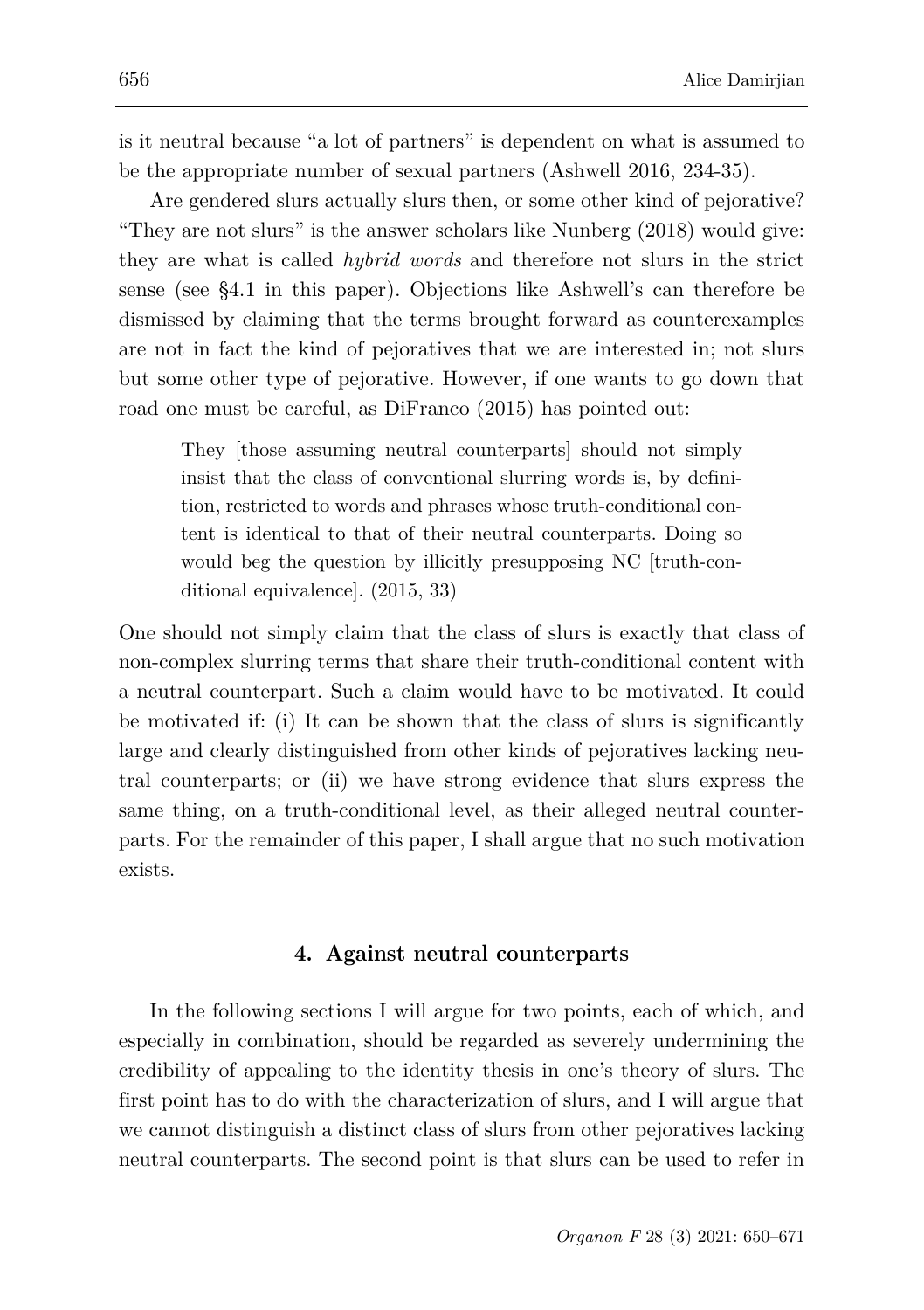is it neutral because "a lot of partners" is dependent on what is assumed to be the appropriate number of sexual partners (Ashwell 2016, 234-35).

Are gendered slurs actually slurs then, or some other kind of pejorative? "They are not slurs" is the answer scholars like Nunberg (2018) would give: they are what is called *hybrid words* and therefore not slurs in the strict sense (see §4.1 in this paper). Objections like Ashwell's can therefore be dismissed by claiming that the terms brought forward as counterexamples are not in fact the kind of pejoratives that we are interested in; not slurs but some other type of pejorative. However, if one wants to go down that road one must be careful, as DiFranco (2015) has pointed out:

> They [those assuming neutral counterparts] should not simply insist that the class of conventional slurring words is, by definition, restricted to words and phrases whose truth-conditional content is identical to that of their neutral counterparts. Doing so would beg the question by illicitly presupposing NC [truth-conditional equivalence]. (2015, 33)

One should not simply claim that the class of slurs is exactly that class of non-complex slurring terms that share their truth-conditional content with a neutral counterpart. Such a claim would have to be motivated. It could be motivated if: (i) It can be shown that the class of slurs is significantly large and clearly distinguished from other kinds of pejoratives lacking neutral counterparts; or (ii) we have strong evidence that slurs express the same thing, on a truth-conditional level, as their alleged neutral counterparts. For the remainder of this paper, I shall argue that no such motivation exists.

## 4. Against neutral counterparts

In the following sections I will argue for two points, each of which, and especially in combination, should be regarded as severely undermining the credibility of appealing to the identity thesis in one's theory of slurs. The first point has to do with the characterization of slurs, and I will argue that we cannot distinguish a distinct class of slurs from other pejoratives lacking neutral counterparts. The second point is that slurs can be used to refer in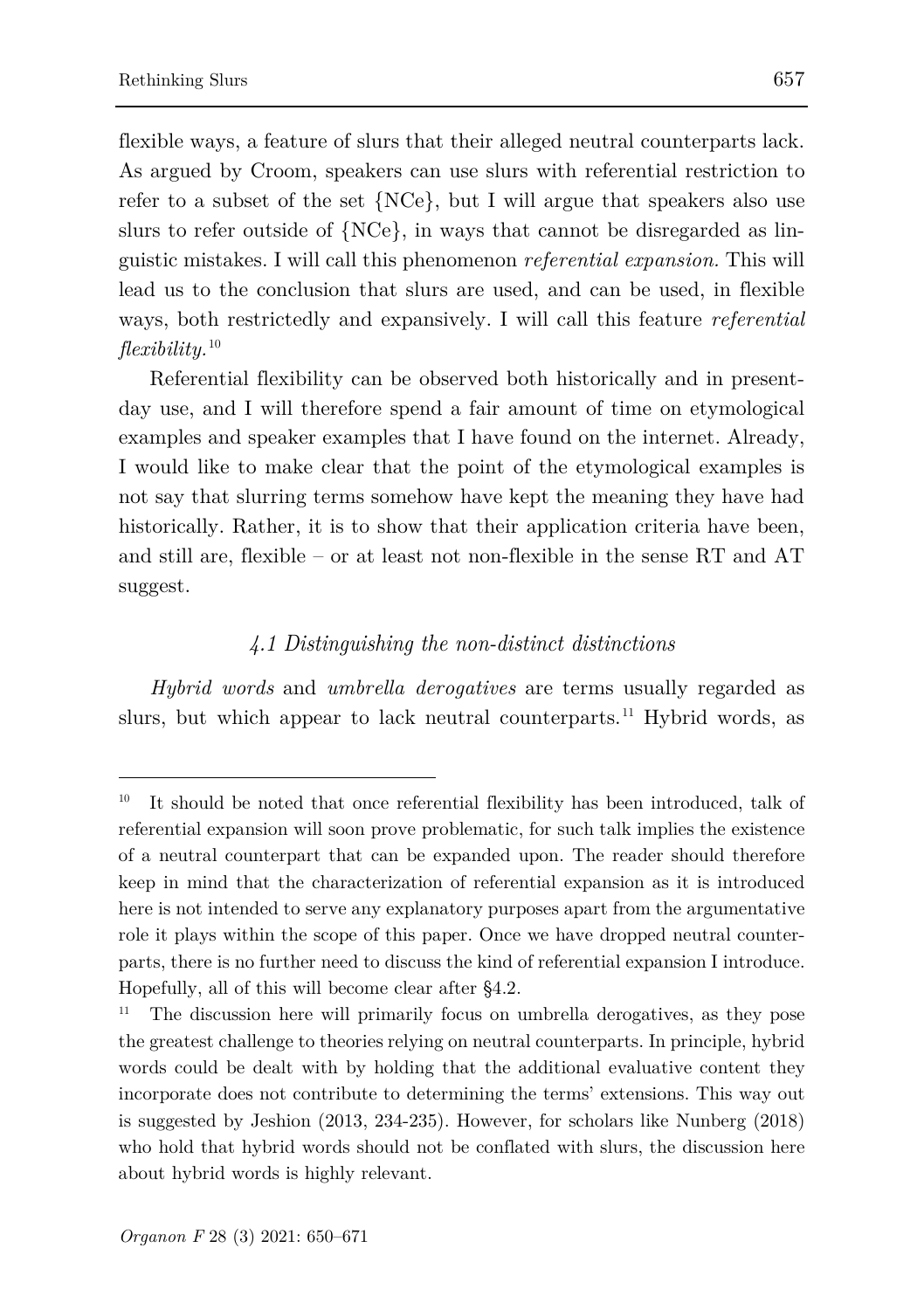flexible ways, a feature of slurs that their alleged neutral counterparts lack. As argued by Croom, speakers can use slurs with referential restriction to refer to a subset of the set {NCe}, but I will argue that speakers also use slurs to refer outside of {NCe}, in ways that cannot be disregarded as linguistic mistakes. I will call this phenomenon *referential expansion.* This will lead us to the conclusion that slurs are used, and can be used, in flexible ways, both restrictedly and expansively. I will call this feature *referential flexibility.*[10]

Referential flexibility can be observed both historically and in present-day use, and I will therefore spend a fair amount of time on etymological examples and speaker examples that I have found on the internet. Already, I would like to make clear that the point of the etymological examples is not say that slurring terms somehow have kept the meaning they have had historically. Rather, it is to show that their application criteria have been, and still are, flexible – or at least not non-flexible in the sense RT and AT suggest.

### *4.1 Distinguishing the non-distinct distinctions*

*Hybrid words* and *umbrella derogatives* are terms usually regarded as slurs, but which appear to lack neutral counterparts.[11] Hybrid words, as

---

[10] It should be noted that once referential flexibility has been introduced, talk of referential expansion will soon prove problematic, for such talk implies the existence of a neutral counterpart that can be expanded upon. The reader should therefore keep in mind that the characterization of referential expansion as it is introduced here is not intended to serve any explanatory purposes apart from the argumentative role it plays within the scope of this paper. Once we have dropped neutral counterparts, there is no further need to discuss the kind of referential expansion I introduce. Hopefully, all of this will become clear after §4.2.

[11] The discussion here will primarily focus on umbrella derogatives, as they pose the greatest challenge to theories relying on neutral counterparts. In principle, hybrid words could be dealt with by holding that the additional evaluative content they incorporate does not contribute to determining the terms' extensions. This way out is suggested by Jeshion (2013, 234-235). However, for scholars like Nunberg (2018) who hold that hybrid words should not be conflated with slurs, the discussion here about hybrid words is highly relevant.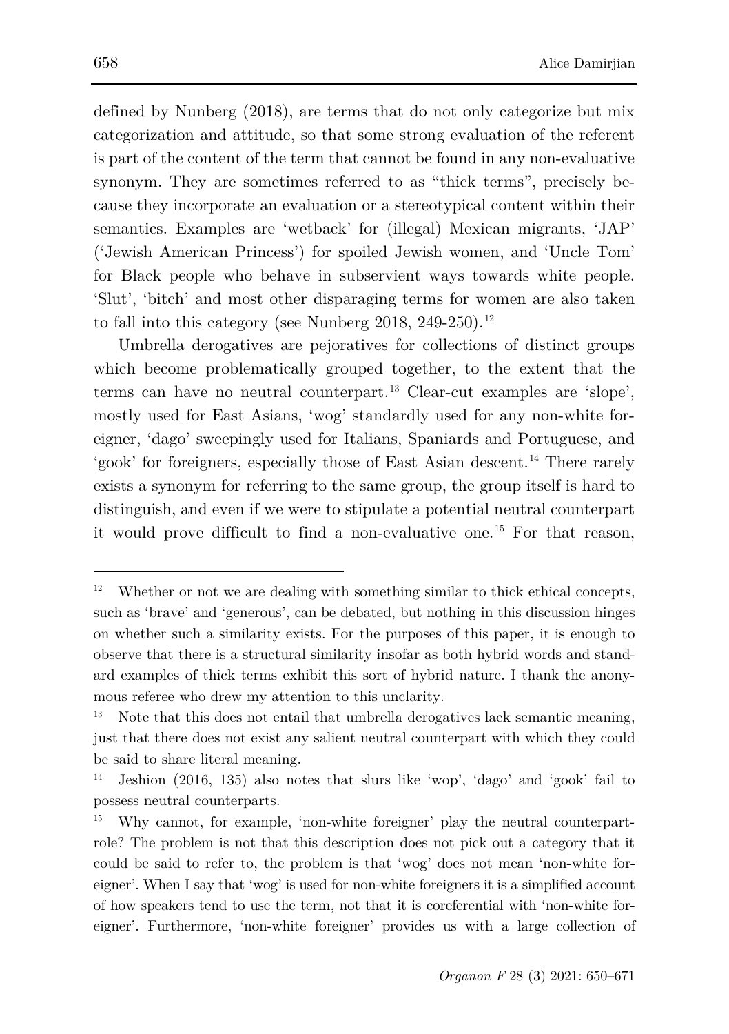defined by Nunberg (2018), are terms that do not only categorize but mix categorization and attitude, so that some strong evaluation of the referent is part of the content of the term that cannot be found in any non-evaluative synonym. They are sometimes referred to as "thick terms", precisely because they incorporate an evaluation or a stereotypical content within their semantics. Examples are 'wetback' for (illegal) Mexican migrants, 'JAP' ('Jewish American Princess') for spoiled Jewish women, and 'Uncle Tom' for Black people who behave in subservient ways towards white people. 'Slut', 'bitch' and most other disparaging terms for women are also taken to fall into this category (see Nunberg 2018, 249-250).[12]

Umbrella derogatives are pejoratives for collections of distinct groups which become problematically grouped together, to the extent that the terms can have no neutral counterpart.[13] Clear-cut examples are 'slope', mostly used for East Asians, 'wog' standardly used for any non-white foreigner, 'dago' sweepingly used for Italians, Spaniards and Portuguese, and 'gook' for foreigners, especially those of East Asian descent.[14] There rarely exists a synonym for referring to the same group, the group itself is hard to distinguish, and even if we were to stipulate a potential neutral counterpart it would prove difficult to find a non-evaluative one.[15] For that reason,

---

[12] Whether or not we are dealing with something similar to thick ethical concepts, such as 'brave' and 'generous', can be debated, but nothing in this discussion hinges on whether such a similarity exists. For the purposes of this paper, it is enough to observe that there is a structural similarity insofar as both hybrid words and standard examples of thick terms exhibit this sort of hybrid nature. I thank the anonymous referee who drew my attention to this unclarity.

[13] Note that this does not entail that umbrella derogatives lack semantic meaning, just that there does not exist any salient neutral counterpart with which they could be said to share literal meaning.

[14] Jeshion (2016, 135) also notes that slurs like 'wop', 'dago' and 'gook' fail to possess neutral counterparts.

[15] Why cannot, for example, 'non-white foreigner' play the neutral counterpart-role? The problem is not that this description does not pick out a category that it could be said to refer to, the problem is that 'wog' does not mean 'non-white foreigner'. When I say that 'wog' is used for non-white foreigners it is a simplified account of how speakers tend to use the term, not that it is coreferential with 'non-white foreigner'. Furthermore, 'non-white foreigner' provides us with a large collection of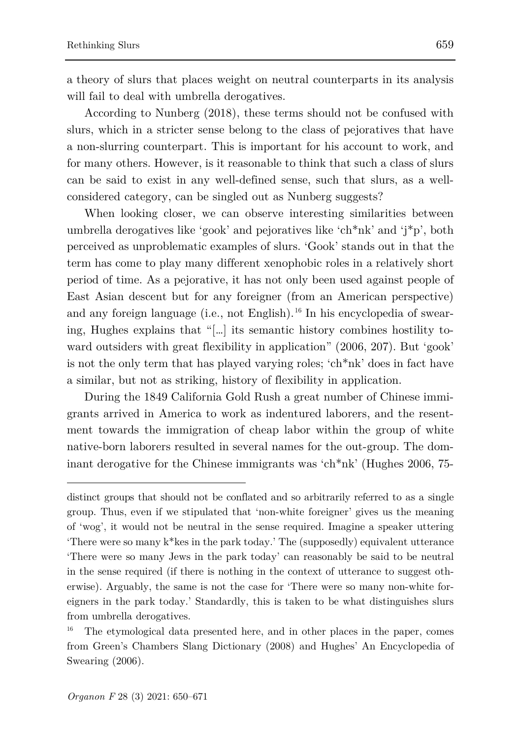a theory of slurs that places weight on neutral counterparts in its analysis will fail to deal with umbrella derogatives.

According to Nunberg (2018), these terms should not be confused with slurs, which in a stricter sense belong to the class of pejoratives that have a non-slurring counterpart. This is important for his account to work, and for many others. However, is it reasonable to think that such a class of slurs can be said to exist in any well-defined sense, such that slurs, as a well-considered category, can be singled out as Nunberg suggests?

When looking closer, we can observe interesting similarities between umbrella derogatives like 'gook' and pejoratives like 'ch*nk' and 'j*p', both perceived as unproblematic examples of slurs. 'Gook' stands out in that the term has come to play many different xenophobic roles in a relatively short period of time. As a pejorative, it has not only been used against people of East Asian descent but for any foreigner (from an American perspective) and any foreign language (i.e., not English).[16] In his encyclopedia of swearing, Hughes explains that "[...] its semantic history combines hostility toward outsiders with great flexibility in application" (2006, 207). But 'gook' is not the only term that has played varying roles; 'ch*nk' does in fact have a similar, but not as striking, history of flexibility in application.

During the 1849 California Gold Rush a great number of Chinese immigrants arrived in America to work as indentured laborers, and the resentment towards the immigration of cheap labor within the group of white native-born laborers resulted in several names for the out-group. The dominant derogative for the Chinese immigrants was 'ch*nk' (Hughes 2006, 75-

---

distinct groups that should not be conflated and so arbitrarily referred to as a single group. Thus, even if we stipulated that 'non-white foreigner' gives us the meaning of 'wog', it would not be neutral in the sense required. Imagine a speaker uttering 'There were so many k*kes in the park today.' The (supposedly) equivalent utterance 'There were so many Jews in the park today' can reasonably be said to be neutral in the sense required (if there is nothing in the context of utterance to suggest otherwise). Arguably, the same is not the case for 'There were so many non-white foreigners in the park today.' Standardly, this is taken to be what distinguishes slurs from umbrella derogatives.

[16] The etymological data presented here, and in other places in the paper, comes from Green's Chambers Slang Dictionary (2008) and Hughes' An Encyclopedia of Swearing (2006).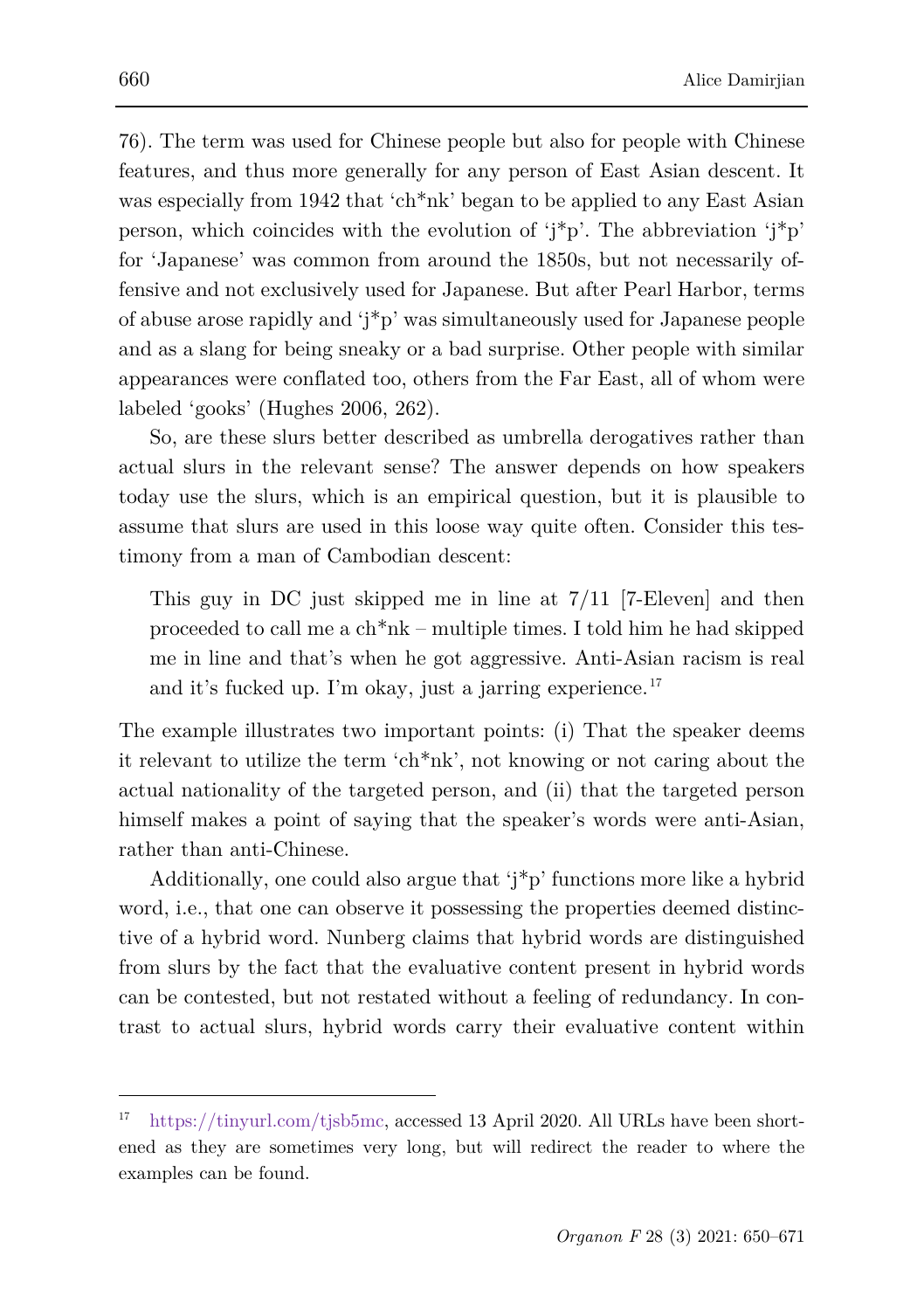76). The term was used for Chinese people but also for people with Chinese features, and thus more generally for any person of East Asian descent. It was especially from 1942 that 'ch*nk' began to be applied to any East Asian person, which coincides with the evolution of 'j*p'. The abbreviation 'j*p' for 'Japanese' was common from around the 1850s, but not necessarily offensive and not exclusively used for Japanese. But after Pearl Harbor, terms of abuse arose rapidly and 'j*p' was simultaneously used for Japanese people and as a slang for being sneaky or a bad surprise. Other people with similar appearances were conflated too, others from the Far East, all of whom were labeled 'gooks' (Hughes 2006, 262).

So, are these slurs better described as umbrella derogatives rather than actual slurs in the relevant sense? The answer depends on how speakers today use the slurs, which is an empirical question, but it is plausible to assume that slurs are used in this loose way quite often. Consider this testimony from a man of Cambodian descent:

> This guy in DC just skipped me in line at 7/11 [7-Eleven] and then proceeded to call me a ch*nk – multiple times. I told him he had skipped me in line and that's when he got aggressive. Anti-Asian racism is real and it's fucked up. I'm okay, just a jarring experience.[17]

The example illustrates two important points: (i) That the speaker deems it relevant to utilize the term 'ch*nk', not knowing or not caring about the actual nationality of the targeted person, and (ii) that the targeted person himself makes a point of saying that the speaker's words were anti-Asian, rather than anti-Chinese.

Additionally, one could also argue that 'j*p' functions more like a hybrid word, i.e., that one can observe it possessing the properties deemed distinctive of a hybrid word. Nunberg claims that hybrid words are distinguished from slurs by the fact that the evaluative content present in hybrid words can be contested, but not restated without a feeling of redundancy. In contrast to actual slurs, hybrid words carry their evaluative content within

---

[17] https://tinyurl.com/tjsb5mc, accessed 13 April 2020. All URLs have been shortened as they are sometimes very long, but will redirect the reader to where the examples can be found.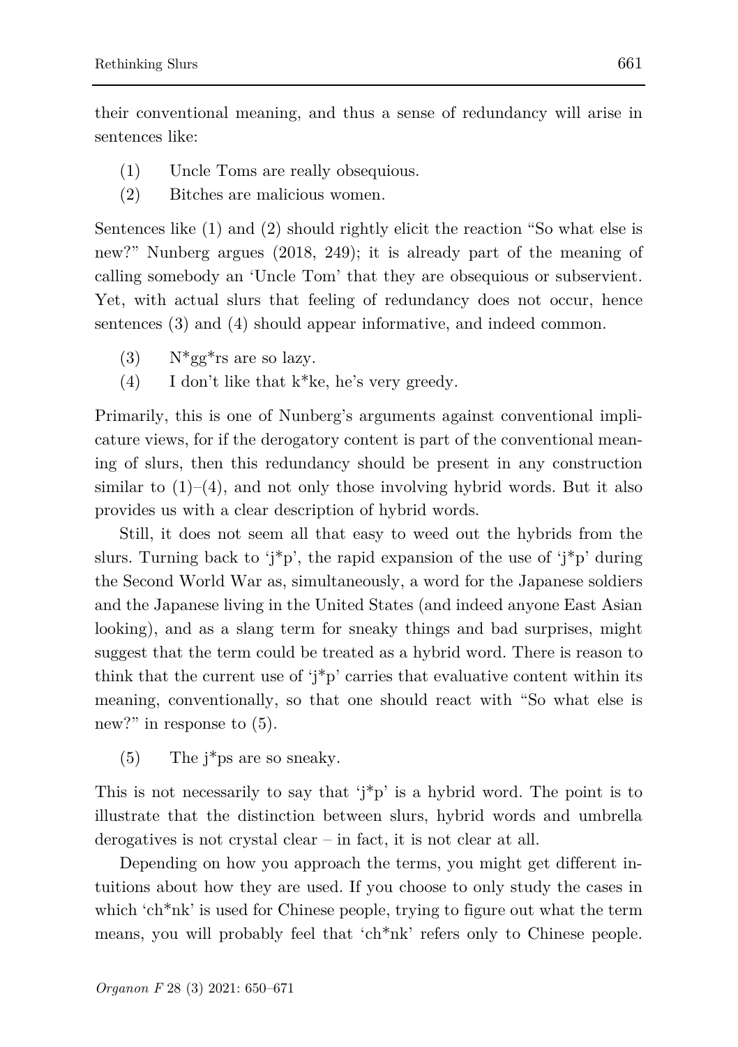their conventional meaning, and thus a sense of redundancy will arise in sentences like:

(1) Uncle Toms are really obsequious.
(2) Bitches are malicious women.

Sentences like (1) and (2) should rightly elicit the reaction "So what else is new?" Nunberg argues (2018, 249); it is already part of the meaning of calling somebody an 'Uncle Tom' that they are obsequious or subservient. Yet, with actual slurs that feeling of redundancy does not occur, hence sentences (3) and (4) should appear informative, and indeed common.

(3) N*gg*rs are so lazy.
(4) I don't like that k*ke, he's very greedy.

Primarily, this is one of Nunberg's arguments against conventional implicature views, for if the derogatory content is part of the conventional meaning of slurs, then this redundancy should be present in any construction similar to (1)–(4), and not only those involving hybrid words. But it also provides us with a clear description of hybrid words.

Still, it does not seem all that easy to weed out the hybrids from the slurs. Turning back to 'j*p', the rapid expansion of the use of 'j*p' during the Second World War as, simultaneously, a word for the Japanese soldiers and the Japanese living in the United States (and indeed anyone East Asian looking), and as a slang term for sneaky things and bad surprises, might suggest that the term could be treated as a hybrid word. There is reason to think that the current use of 'j*p' carries that evaluative content within its meaning, conventionally, so that one should react with "So what else is new?" in response to (5).

(5) The j*ps are so sneaky.

This is not necessarily to say that 'j*p' is a hybrid word. The point is to illustrate that the distinction between slurs, hybrid words and umbrella derogatives is not crystal clear – in fact, it is not clear at all.

Depending on how you approach the terms, you might get different intuitions about how they are used. If you choose to only study the cases in which 'ch*nk' is used for Chinese people, trying to figure out what the term means, you will probably feel that 'ch*nk' refers only to Chinese people.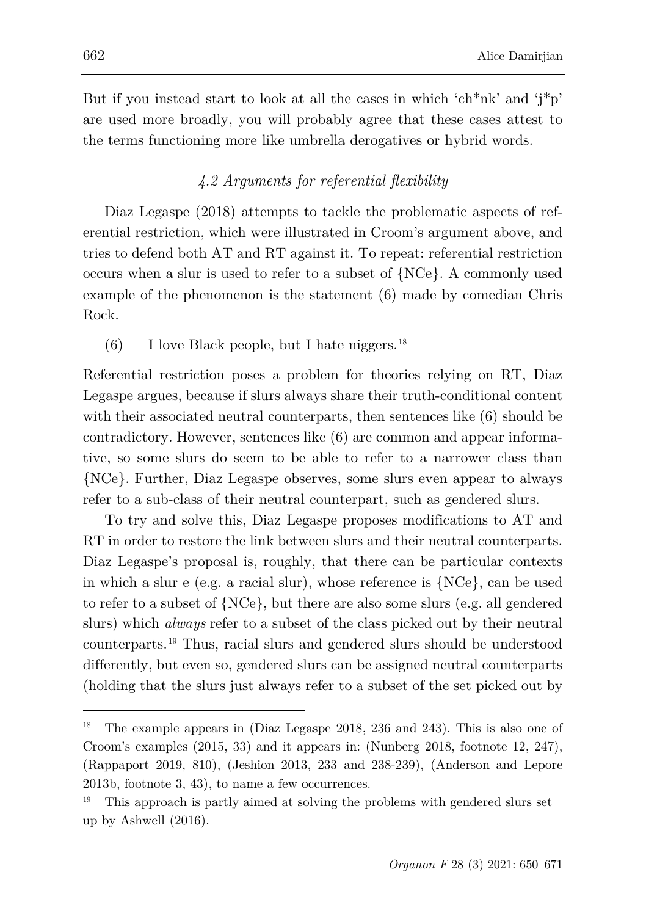But if you instead start to look at all the cases in which 'ch*nk' and 'j*p' are used more broadly, you will probably agree that these cases attest to the terms functioning more like umbrella derogatives or hybrid words.

### *4.2 Arguments for referential flexibility*

Diaz Legaspe (2018) attempts to tackle the problematic aspects of referential restriction, which were illustrated in Croom's argument above, and tries to defend both AT and RT against it. To repeat: referential restriction occurs when a slur is used to refer to a subset of {NCe}. A commonly used example of the phenomenon is the statement (6) made by comedian Chris Rock.

(6) I love Black people, but I hate niggers.[18]

Referential restriction poses a problem for theories relying on RT, Diaz Legaspe argues, because if slurs always share their truth-conditional content with their associated neutral counterparts, then sentences like (6) should be contradictory. However, sentences like (6) are common and appear informative, so some slurs do seem to be able to refer to a narrower class than {NCe}. Further, Diaz Legaspe observes, some slurs even appear to always refer to a sub-class of their neutral counterpart, such as gendered slurs.

To try and solve this, Diaz Legaspe proposes modifications to AT and RT in order to restore the link between slurs and their neutral counterparts. Diaz Legaspe's proposal is, roughly, that there can be particular contexts in which a slur e (e.g. a racial slur), whose reference is {NCe}, can be used to refer to a subset of {NCe}, but there are also some slurs (e.g. all gendered slurs) which *always* refer to a subset of the class picked out by their neutral counterparts.[19] Thus, racial slurs and gendered slurs should be understood differently, but even so, gendered slurs can be assigned neutral counterparts (holding that the slurs just always refer to a subset of the set picked out by

---

[18] The example appears in (Diaz Legaspe 2018, 236 and 243). This is also one of Croom's examples (2015, 33) and it appears in: (Nunberg 2018, footnote 12, 247), (Rappaport 2019, 810), (Jeshion 2013, 233 and 238-239), (Anderson and Lepore 2013b, footnote 3, 43), to name a few occurrences.

[19] This approach is partly aimed at solving the problems with gendered slurs set up by Ashwell (2016).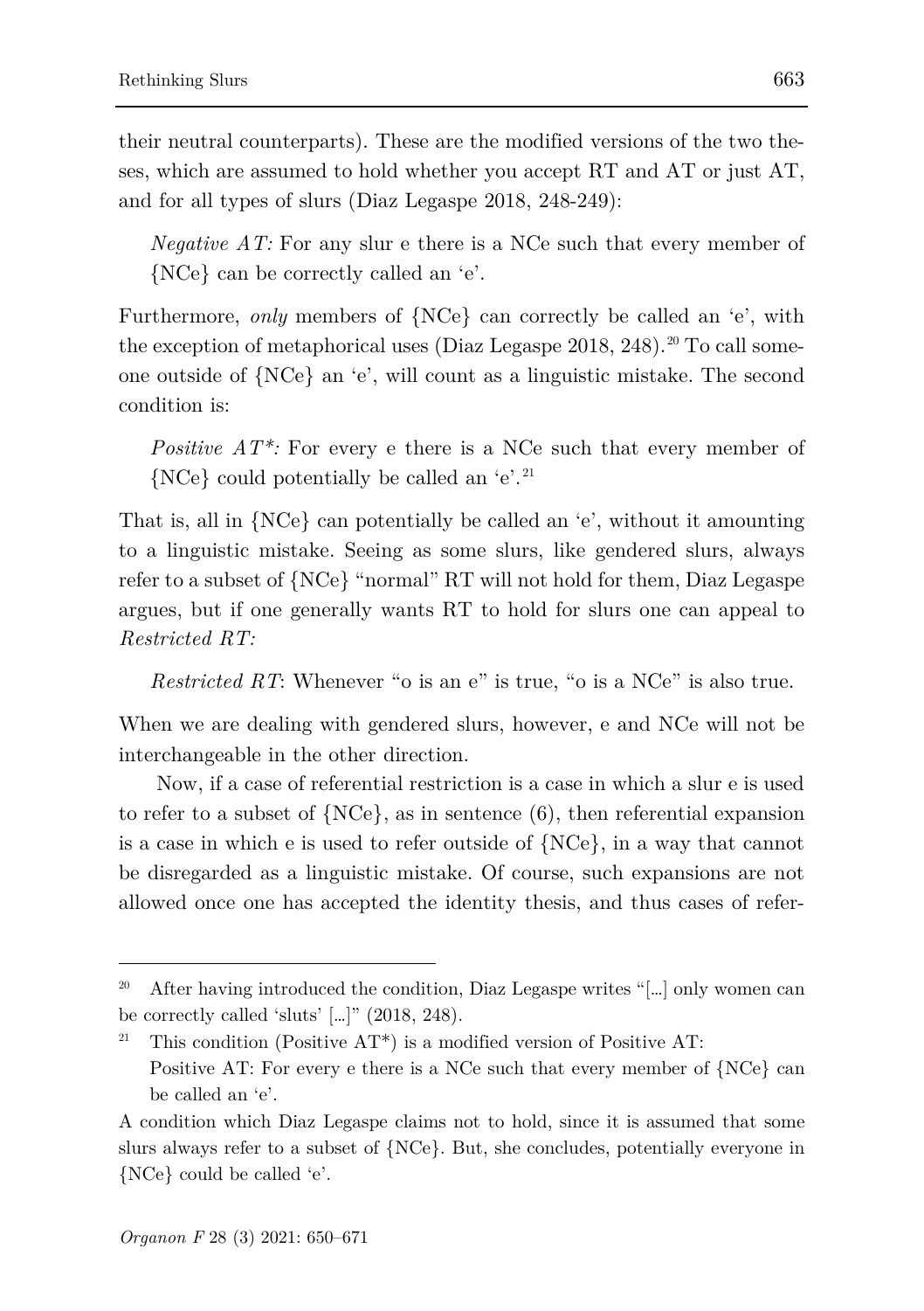their neutral counterparts). These are the modified versions of the two theses, which are assumed to hold whether you accept RT and AT or just AT, and for all types of slurs (Diaz Legaspe 2018, 248-249):

> *Negative AT:* For any slur e there is a NCe such that every member of {NCe} can be correctly called an 'e'.

Furthermore, *only* members of {NCe} can correctly be called an 'e', with the exception of metaphorical uses (Diaz Legaspe 2018, 248).[20] To call someone outside of {NCe} an 'e', will count as a linguistic mistake. The second condition is:

> *Positive AT\*:* For every e there is a NCe such that every member of {NCe} could potentially be called an 'e'.[21]

That is, all in {NCe} can potentially be called an 'e', without it amounting to a linguistic mistake. Seeing as some slurs, like gendered slurs, always refer to a subset of {NCe} "normal" RT will not hold for them, Diaz Legaspe argues, but if one generally wants RT to hold for slurs one can appeal to *Restricted RT:*

> *Restricted RT*: Whenever "o is an e" is true, "o is a NCe" is also true.

When we are dealing with gendered slurs, however, e and NCe will not be interchangeable in the other direction.

Now, if a case of referential restriction is a case in which a slur e is used to refer to a subset of {NCe}, as in sentence (6), then referential expansion is a case in which e is used to refer outside of {NCe}, in a way that cannot be disregarded as a linguistic mistake. Of course, such expansions are not allowed once one has accepted the identity thesis, and thus cases of refer-

---

[20] After having introduced the condition, Diaz Legaspe writes "[…] only women can be correctly called 'sluts' […]" (2018, 248).

[21] This condition (Positive AT*) is a modified version of Positive AT:
Positive AT: For every e there is a NCe such that every member of {NCe} can be called an 'e'.

A condition which Diaz Legaspe claims not to hold, since it is assumed that some slurs always refer to a subset of {NCe}. But, she concludes, potentially everyone in {NCe} could be called 'e'.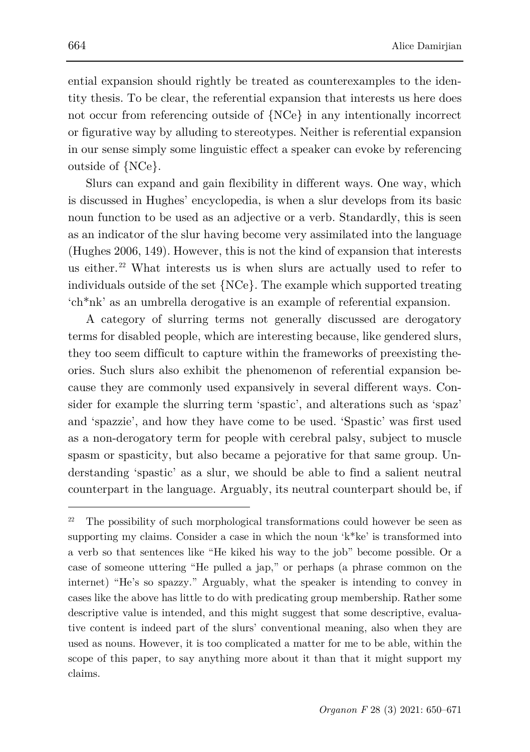ential expansion should rightly be treated as counterexamples to the identity thesis. To be clear, the referential expansion that interests us here does not occur from referencing outside of {NCe} in any intentionally incorrect or figurative way by alluding to stereotypes. Neither is referential expansion in our sense simply some linguistic effect a speaker can evoke by referencing outside of {NCe}.

Slurs can expand and gain flexibility in different ways. One way, which is discussed in Hughes' encyclopedia, is when a slur develops from its basic noun function to be used as an adjective or a verb. Standardly, this is seen as an indicator of the slur having become very assimilated into the language (Hughes 2006, 149). However, this is not the kind of expansion that interests us either.[22] What interests us is when slurs are actually used to refer to individuals outside of the set {NCe}. The example which supported treating 'ch*nk' as an umbrella derogative is an example of referential expansion.

A category of slurring terms not generally discussed are derogatory terms for disabled people, which are interesting because, like gendered slurs, they too seem difficult to capture within the frameworks of preexisting theories. Such slurs also exhibit the phenomenon of referential expansion because they are commonly used expansively in several different ways. Consider for example the slurring term 'spastic', and alterations such as 'spaz' and 'spazzie', and how they have come to be used. 'Spastic' was first used as a non-derogatory term for people with cerebral palsy, subject to muscle spasm or spasticity, but also became a pejorative for that same group. Understanding 'spastic' as a slur, we should be able to find a salient neutral counterpart in the language. Arguably, its neutral counterpart should be, if

---

[22] The possibility of such morphological transformations could however be seen as supporting my claims. Consider a case in which the noun 'k*ke' is transformed into a verb so that sentences like "He kiked his way to the job" become possible. Or a case of someone uttering "He pulled a jap," or perhaps (a phrase common on the internet) "He's so spazzy." Arguably, what the speaker is intending to convey in cases like the above has little to do with predicating group membership. Rather some descriptive value is intended, and this might suggest that some descriptive, evaluative content is indeed part of the slurs' conventional meaning, also when they are used as nouns. However, it is too complicated a matter for me to be able, within the scope of this paper, to say anything more about it than that it might support my claims.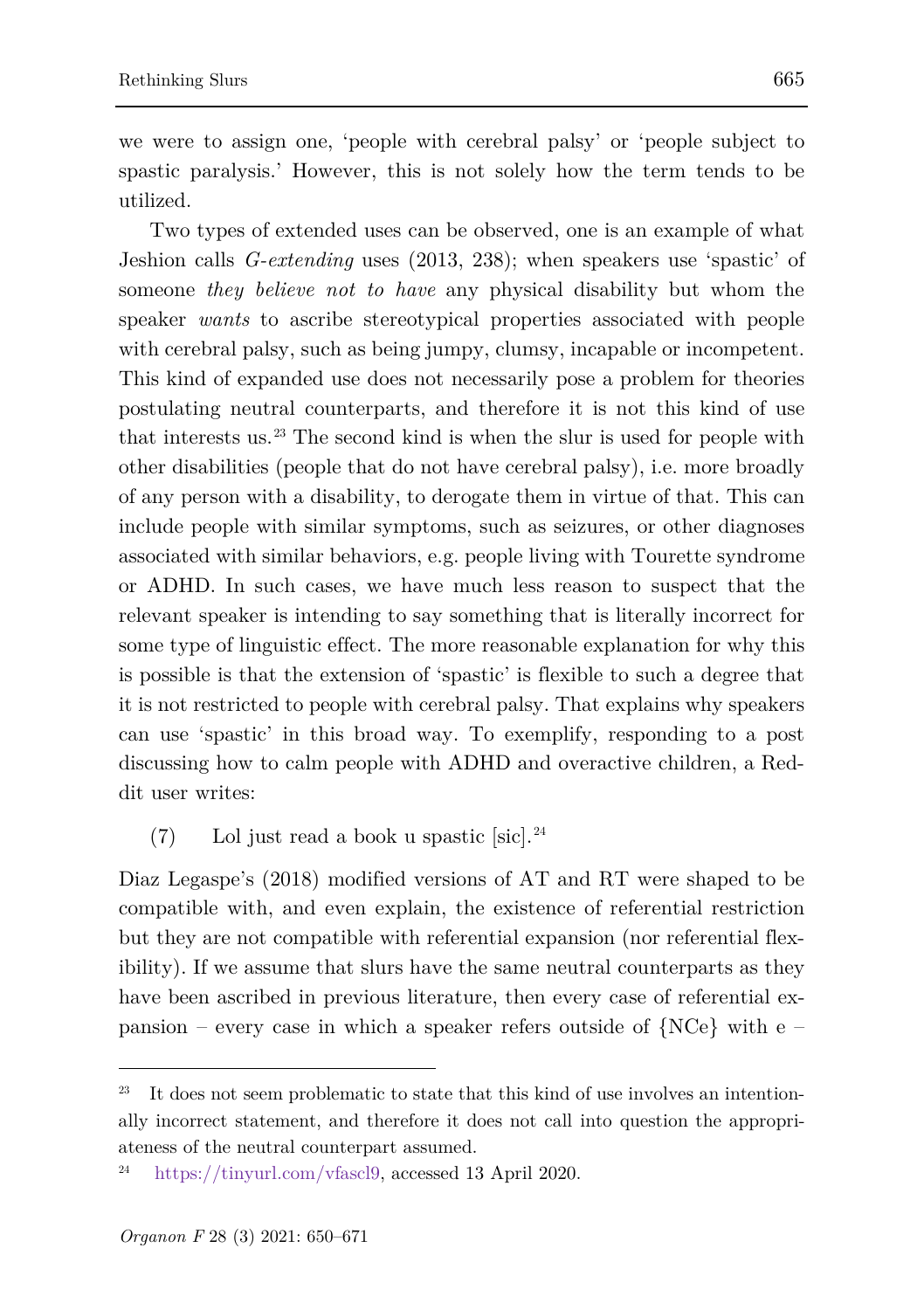we were to assign one, 'people with cerebral palsy' or 'people subject to spastic paralysis.' However, this is not solely how the term tends to be utilized.

Two types of extended uses can be observed, one is an example of what Jeshion calls *G-extending* uses (2013, 238); when speakers use 'spastic' of someone *they believe not to have* any physical disability but whom the speaker *wants* to ascribe stereotypical properties associated with people with cerebral palsy, such as being jumpy, clumsy, incapable or incompetent. This kind of expanded use does not necessarily pose a problem for theories postulating neutral counterparts, and therefore it is not this kind of use that interests us.[23] The second kind is when the slur is used for people with other disabilities (people that do not have cerebral palsy), i.e. more broadly of any person with a disability, to derogate them in virtue of that. This can include people with similar symptoms, such as seizures, or other diagnoses associated with similar behaviors, e.g. people living with Tourette syndrome or ADHD. In such cases, we have much less reason to suspect that the relevant speaker is intending to say something that is literally incorrect for some type of linguistic effect. The more reasonable explanation for why this is possible is that the extension of 'spastic' is flexible to such a degree that it is not restricted to people with cerebral palsy. That explains why speakers can use 'spastic' in this broad way. To exemplify, responding to a post discussing how to calm people with ADHD and overactive children, a Reddit user writes:

(7) Lol just read a book u spastic [sic].[24]

Diaz Legaspe's (2018) modified versions of AT and RT were shaped to be compatible with, and even explain, the existence of referential restriction but they are not compatible with referential expansion (nor referential flexibility). If we assume that slurs have the same neutral counterparts as they have been ascribed in previous literature, then every case of referential expansion – every case in which a speaker refers outside of {NCe} with e –

---

[23] It does not seem problematic to state that this kind of use involves an intentionally incorrect statement, and therefore it does not call into question the appropriateness of the neutral counterpart assumed.

[24] https://tinyurl.com/vfascl9, accessed 13 April 2020.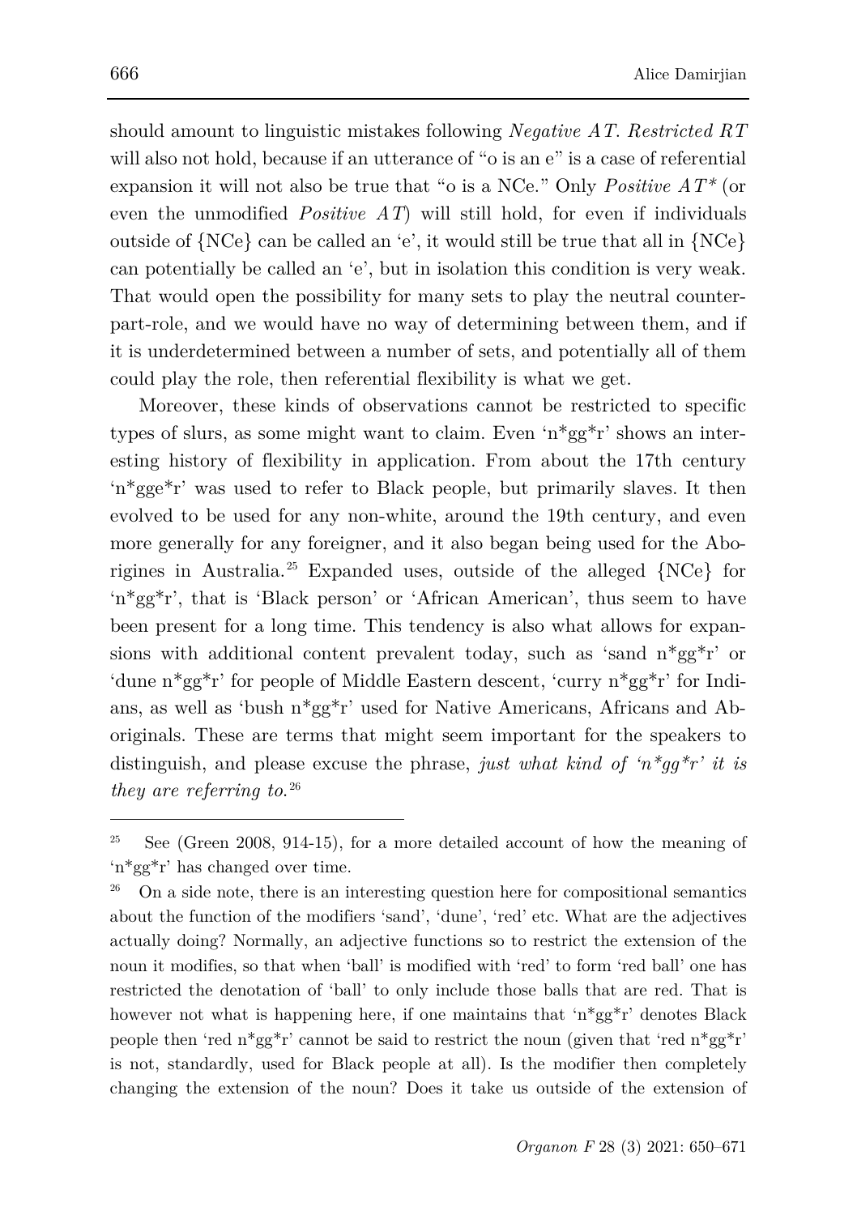should amount to linguistic mistakes following *Negative AT*. *Restricted RT* will also not hold, because if an utterance of "o is an e" is a case of referential expansion it will not also be true that "o is a NCe." Only *Positive AT\** (or even the unmodified *Positive AT*) will still hold, for even if individuals outside of {NCe} can be called an 'e', it would still be true that all in {NCe} can potentially be called an 'e', but in isolation this condition is very weak. That would open the possibility for many sets to play the neutral counterpart-role, and we would have no way of determining between them, and if it is underdetermined between a number of sets, and potentially all of them could play the role, then referential flexibility is what we get.

Moreover, these kinds of observations cannot be restricted to specific types of slurs, as some might want to claim. Even 'n*gg*r' shows an interesting history of flexibility in application. From about the 17th century 'n*gge*r' was used to refer to Black people, but primarily slaves. It then evolved to be used for any non-white, around the 19th century, and even more generally for any foreigner, and it also began being used for the Aborigines in Australia.[25] Expanded uses, outside of the alleged {NCe} for 'n*gg*r', that is 'Black person' or 'African American', thus seem to have been present for a long time. This tendency is also what allows for expansions with additional content prevalent today, such as 'sand n*gg*r' or 'dune n*gg*r' for people of Middle Eastern descent, 'curry n*gg*r' for Indians, as well as 'bush n*gg*r' used for Native Americans, Africans and Aboriginals. These are terms that might seem important for the speakers to distinguish, and please excuse the phrase, *just what kind of 'n\*gg\*r' it is they are referring to.*[26]

---

[25] See (Green 2008, 914-15), for a more detailed account of how the meaning of 'n*gg*r' has changed over time.

[26] On a side note, there is an interesting question here for compositional semantics about the function of the modifiers 'sand', 'dune', 'red' etc. What are the adjectives actually doing? Normally, an adjective functions so to restrict the extension of the noun it modifies, so that when 'ball' is modified with 'red' to form 'red ball' one has restricted the denotation of 'ball' to only include those balls that are red. That is however not what is happening here, if one maintains that 'n*gg*r' denotes Black people then 'red n*gg*r' cannot be said to restrict the noun (given that 'red n*gg*r' is not, standardly, used for Black people at all). Is the modifier then completely changing the extension of the noun? Does it take us outside of the extension of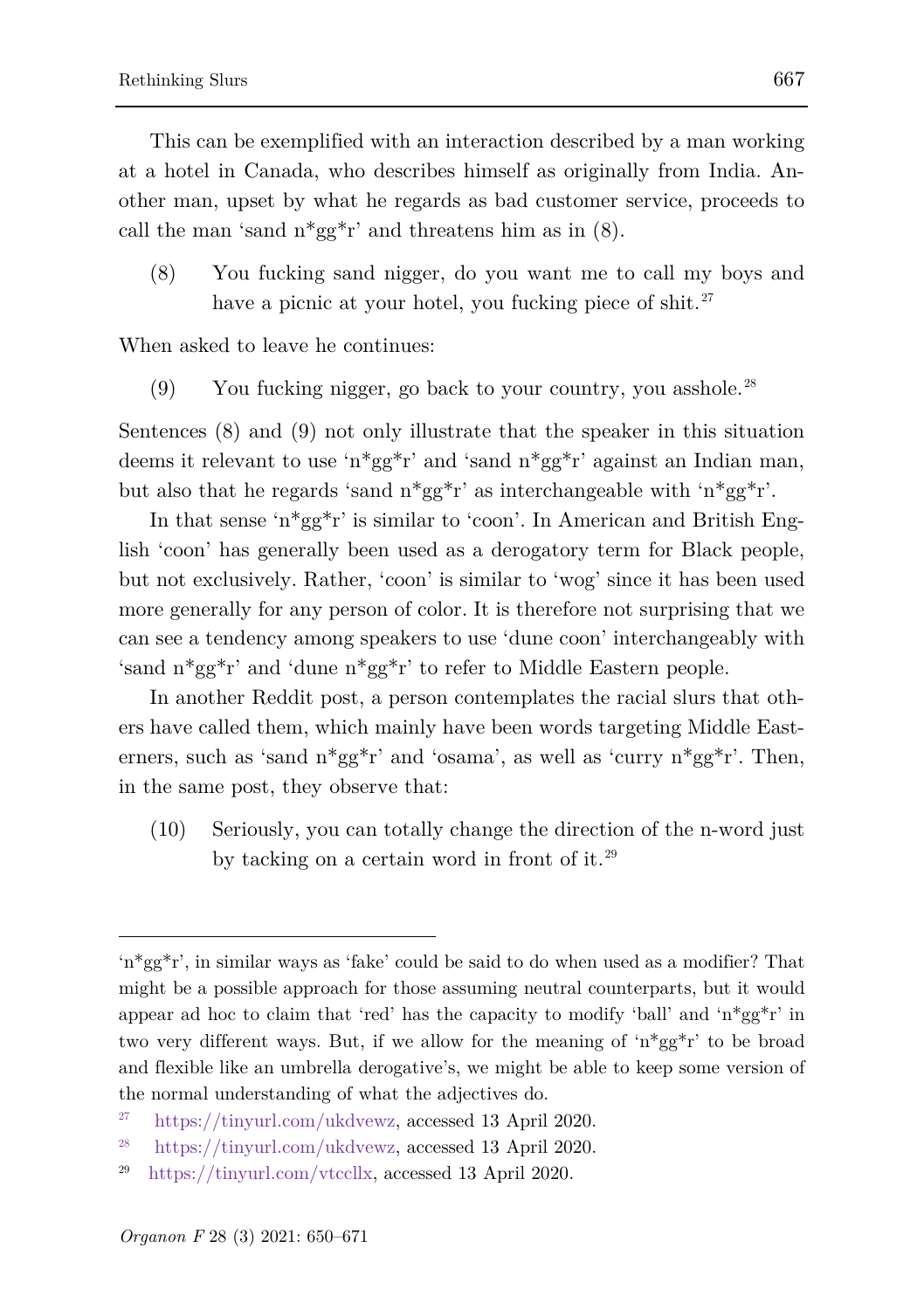This can be exemplified with an interaction described by a man working at a hotel in Canada, who describes himself as originally from India. Another man, upset by what he regards as bad customer service, proceeds to call the man 'sand n*gg*r' and threatens him as in (8).

(8) You fucking sand nigger, do you want me to call my boys and have a picnic at your hotel, you fucking piece of shit.[27]

When asked to leave he continues:

(9) You fucking nigger, go back to your country, you asshole.[28]

Sentences (8) and (9) not only illustrate that the speaker in this situation deems it relevant to use 'n*gg*r' and 'sand n*gg*r' against an Indian man, but also that he regards 'sand n*gg*r' as interchangeable with 'n*gg*r'.

In that sense 'n*gg*r' is similar to 'coon'. In American and British English 'coon' has generally been used as a derogatory term for Black people, but not exclusively. Rather, 'coon' is similar to 'wog' since it has been used more generally for any person of color. It is therefore not surprising that we can see a tendency among speakers to use 'dune coon' interchangeably with 'sand n*gg*r' and 'dune n*gg*r' to refer to Middle Eastern people.

In another Reddit post, a person contemplates the racial slurs that others have called them, which mainly have been words targeting Middle Easterners, such as 'sand n*gg*r' and 'osama', as well as 'curry n*gg*r'. Then, in the same post, they observe that:

(10) Seriously, you can totally change the direction of the n-word just by tacking on a certain word in front of it.[29]

---

'n*gg*r', in similar ways as 'fake' could be said to do when used as a modifier? That might be a possible approach for those assuming neutral counterparts, but it would appear ad hoc to claim that 'red' has the capacity to modify 'ball' and 'n*gg*r' in two very different ways. But, if we allow for the meaning of 'n*gg*r' to be broad and flexible like an umbrella derogative's, we might be able to keep some version of the normal understanding of what the adjectives do.

[27] https://tinyurl.com/ukdvewz, accessed 13 April 2020.

[28] https://tinyurl.com/ukdvewz, accessed 13 April 2020.

[29] https://tinyurl.com/vtccllx, accessed 13 April 2020.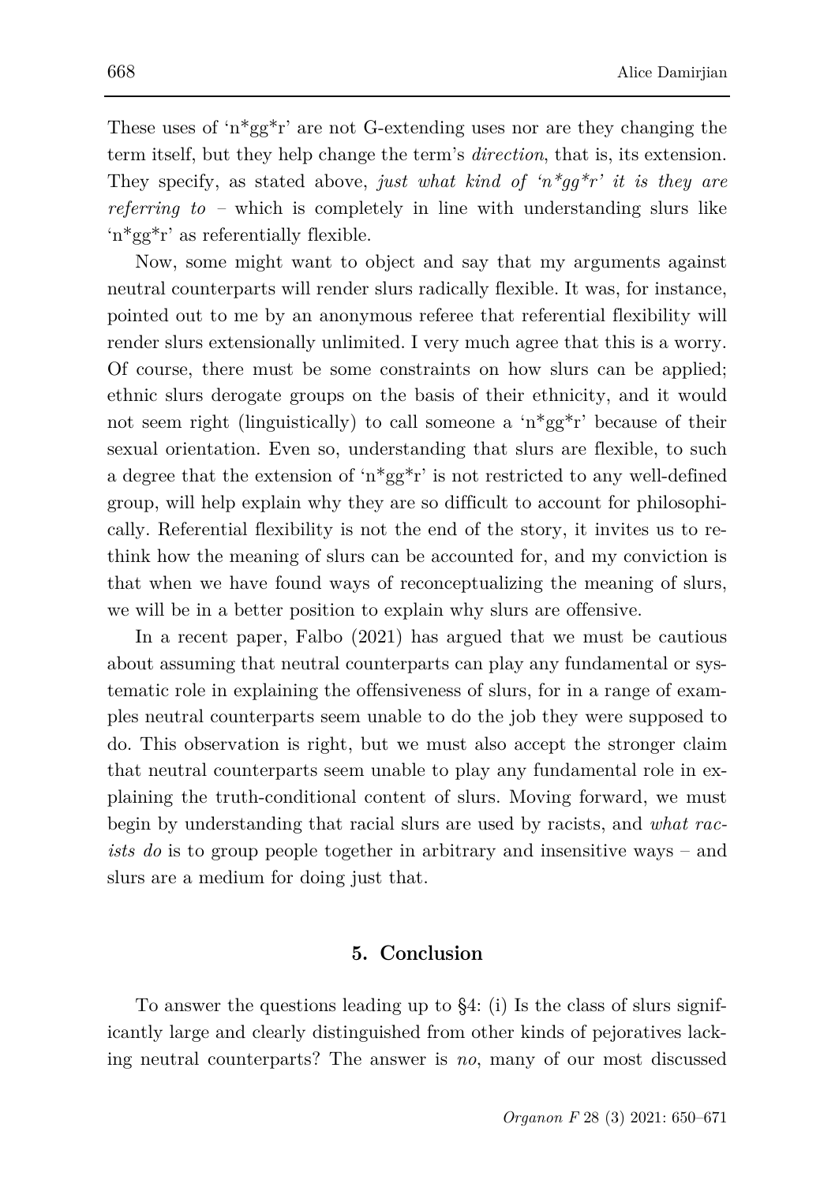These uses of 'n*gg*r' are not G-extending uses nor are they changing the term itself, but they help change the term's *direction*, that is, its extension. They specify, as stated above, *just what kind of 'n*gg*r' it is they are referring to* – which is completely in line with understanding slurs like 'n*gg*r' as referentially flexible.

Now, some might want to object and say that my arguments against neutral counterparts will render slurs radically flexible. It was, for instance, pointed out to me by an anonymous referee that referential flexibility will render slurs extensionally unlimited. I very much agree that this is a worry. Of course, there must be some constraints on how slurs can be applied; ethnic slurs derogate groups on the basis of their ethnicity, and it would not seem right (linguistically) to call someone a 'n*gg*r' because of their sexual orientation. Even so, understanding that slurs are flexible, to such a degree that the extension of 'n*gg*r' is not restricted to any well-defined group, will help explain why they are so difficult to account for philosophically. Referential flexibility is not the end of the story, it invites us to rethink how the meaning of slurs can be accounted for, and my conviction is that when we have found ways of reconceptualizing the meaning of slurs, we will be in a better position to explain why slurs are offensive.

In a recent paper, Falbo (2021) has argued that we must be cautious about assuming that neutral counterparts can play any fundamental or systematic role in explaining the offensiveness of slurs, for in a range of examples neutral counterparts seem unable to do the job they were supposed to do. This observation is right, but we must also accept the stronger claim that neutral counterparts seem unable to play any fundamental role in explaining the truth-conditional content of slurs. Moving forward, we must begin by understanding that racial slurs are used by racists, and *what racists do* is to group people together in arbitrary and insensitive ways – and slurs are a medium for doing just that.

## 5. Conclusion

To answer the questions leading up to §4: (i) Is the class of slurs significantly large and clearly distinguished from other kinds of pejoratives lacking neutral counterparts? The answer is *no*, many of our most discussed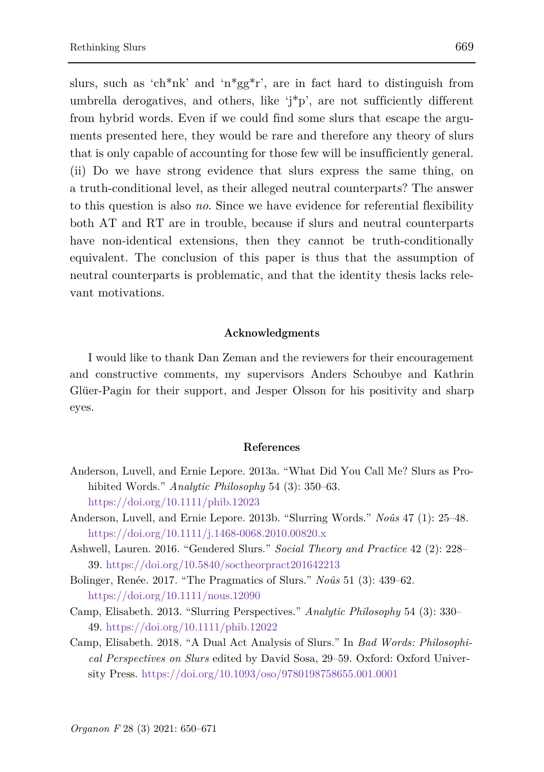slurs, such as 'ch*nk' and 'n*gg*r', are in fact hard to distinguish from umbrella derogatives, and others, like 'j*p', are not sufficiently different from hybrid words. Even if we could find some slurs that escape the arguments presented here, they would be rare and therefore any theory of slurs that is only capable of accounting for those few will be insufficiently general. (ii) Do we have strong evidence that slurs express the same thing, on a truth-conditional level, as their alleged neutral counterparts? The answer to this question is also *no*. Since we have evidence for referential flexibility both AT and RT are in trouble, because if slurs and neutral counterparts have non-identical extensions, then they cannot be truth-conditionally equivalent. The conclusion of this paper is thus that the assumption of neutral counterparts is problematic, and that the identity thesis lacks relevant motivations.

## Acknowledgments

I would like to thank Dan Zeman and the reviewers for their encouragement and constructive comments, my supervisors Anders Schoubye and Kathrin Glüer-Pagin for their support, and Jesper Olsson for his positivity and sharp eyes.

## References

Anderson, Luvell, and Ernie Lepore. 2013a. "What Did You Call Me? Slurs as Prohibited Words." *Analytic Philosophy* 54 (3): 350–63. https://doi.org/10.1111/phib.12023

Anderson, Luvell, and Ernie Lepore. 2013b. "Slurring Words." *Noûs* 47 (1): 25–48. https://doi.org/10.1111/j.1468-0068.2010.00820.x

Ashwell, Lauren. 2016. "Gendered Slurs." *Social Theory and Practice* 42 (2): 228–39. https://doi.org/10.5840/soctheorpract201642213

Bolinger, Renée. 2017. "The Pragmatics of Slurs." *Noûs* 51 (3): 439–62. https://doi.org/10.1111/nous.12090

Camp, Elisabeth. 2013. "Slurring Perspectives." *Analytic Philosophy* 54 (3): 330–49. https://doi.org/10.1111/phib.12022

Camp, Elisabeth. 2018. "A Dual Act Analysis of Slurs." In *Bad Words: Philosophical Perspectives on Slurs* edited by David Sosa, 29–59. Oxford: Oxford University Press. https://doi.org/10.1093/oso/9780198758655.001.0001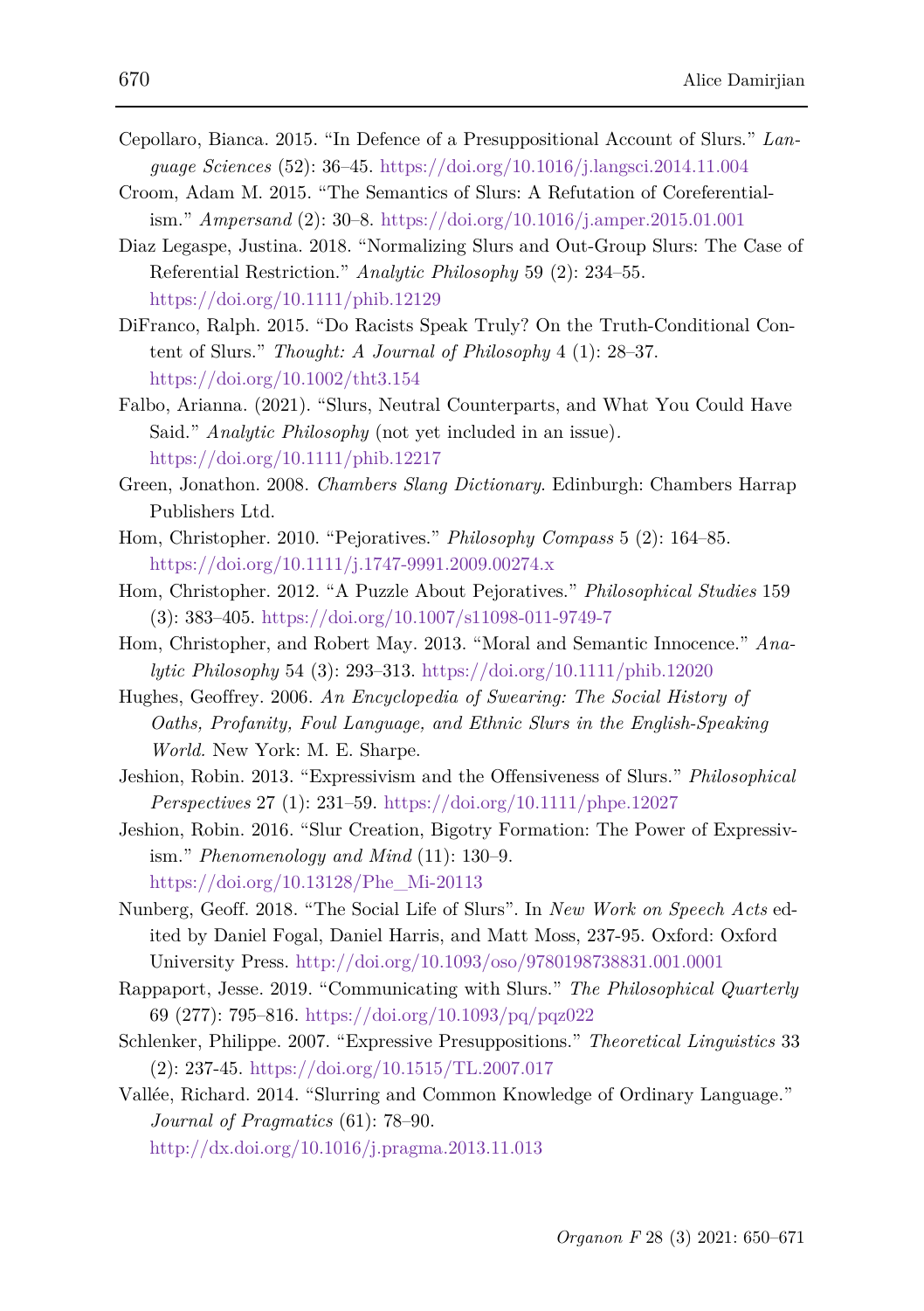Cepollaro, Bianca. 2015. “In Defence of a Presuppositional Account of Slurs.” *Language Sciences* (52): 36–45. https://doi.org/10.1016/j.langsci.2014.11.004

Croom, Adam M. 2015. “The Semantics of Slurs: A Refutation of Coreferentialism.” *Ampersand* (2): 30–8. https://doi.org/10.1016/j.amper.2015.01.001

Diaz Legaspe, Justina. 2018. “Normalizing Slurs and Out-Group Slurs: The Case of Referential Restriction.” *Analytic Philosophy* 59 (2): 234–55. https://doi.org/10.1111/phib.12129

DiFranco, Ralph. 2015. “Do Racists Speak Truly? On the Truth-Conditional Content of Slurs.” *Thought: A Journal of Philosophy* 4 (1): 28–37. https://doi.org/10.1002/tht3.154

Falbo, Arianna. (2021). “Slurs, Neutral Counterparts, and What You Could Have Said.” *Analytic Philosophy* (not yet included in an issue). https://doi.org/10.1111/phib.12217

Green, Jonathon. 2008. *Chambers Slang Dictionary*. Edinburgh: Chambers Harrap Publishers Ltd.

Hom, Christopher. 2010. “Pejoratives.” *Philosophy Compass* 5 (2): 164–85. https://doi.org/10.1111/j.1747-9991.2009.00274.x

Hom, Christopher. 2012. “A Puzzle About Pejoratives.” *Philosophical Studies* 159 (3): 383–405. https://doi.org/10.1007/s11098-011-9749-7

Hom, Christopher, and Robert May. 2013. “Moral and Semantic Innocence.” *Analytic Philosophy* 54 (3): 293–313. https://doi.org/10.1111/phib.12020

Hughes, Geoffrey. 2006. *An Encyclopedia of Swearing: The Social History of Oaths, Profanity, Foul Language, and Ethnic Slurs in the English-Speaking World*. New York: M. E. Sharpe.

Jeshion, Robin. 2013. “Expressivism and the Offensiveness of Slurs.” *Philosophical Perspectives* 27 (1): 231–59. https://doi.org/10.1111/phpe.12027

Jeshion, Robin. 2016. “Slur Creation, Bigotry Formation: The Power of Expressivism.” *Phenomenology and Mind* (11): 130–9. https://doi.org/10.13128/Phe_Mi-20113

Nunberg, Geoff. 2018. “The Social Life of Slurs”. In *New Work on Speech Acts* edited by Daniel Fogal, Daniel Harris, and Matt Moss, 237-95. Oxford: Oxford University Press. http://doi.org/10.1093/oso/9780198738831.001.0001

Rappaport, Jesse. 2019. “Communicating with Slurs.” *The Philosophical Quarterly* 69 (277): 795–816. https://doi.org/10.1093/pq/pqz022

Schlenker, Philippe. 2007. “Expressive Presuppositions.” *Theoretical Linguistics* 33 (2): 237-45. https://doi.org/10.1515/TL.2007.017

Vallée, Richard. 2014. “Slurring and Common Knowledge of Ordinary Language.” *Journal of Pragmatics* (61): 78–90. http://dx.doi.org/10.1016/j.pragma.2013.11.013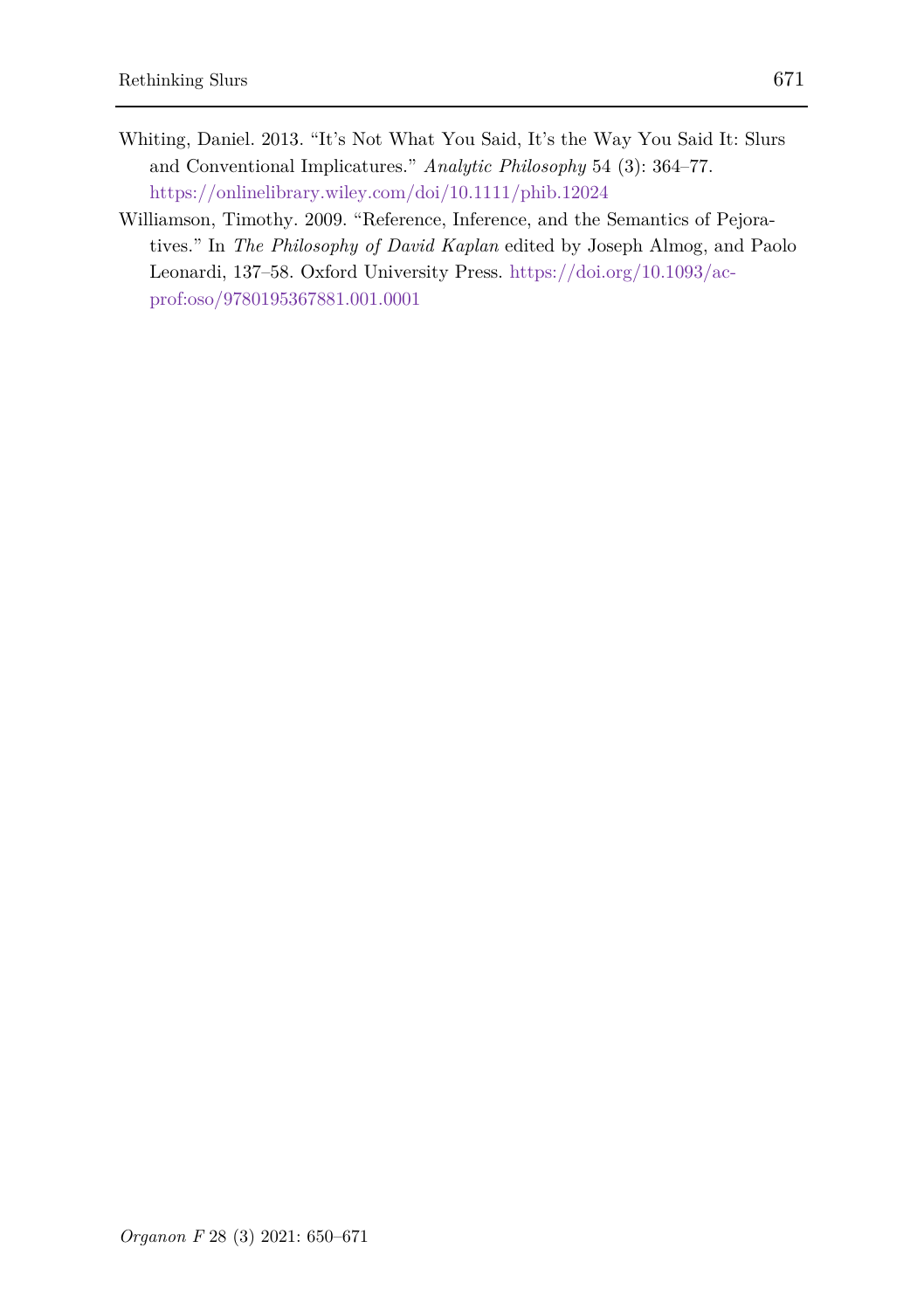Whiting, Daniel. 2013. "It's Not What You Said, It's the Way You Said It: Slurs and Conventional Implicatures." *Analytic Philosophy* 54 (3): 364–77. https://onlinelibrary.wiley.com/doi/10.1111/phib.12024

Williamson, Timothy. 2009. "Reference, Inference, and the Semantics of Pejoratives." In *The Philosophy of David Kaplan* edited by Joseph Almog, and Paolo Leonardi, 137–58. Oxford University Press. https://doi.org/10.1093/acprof:oso/9780195367881.001.0001